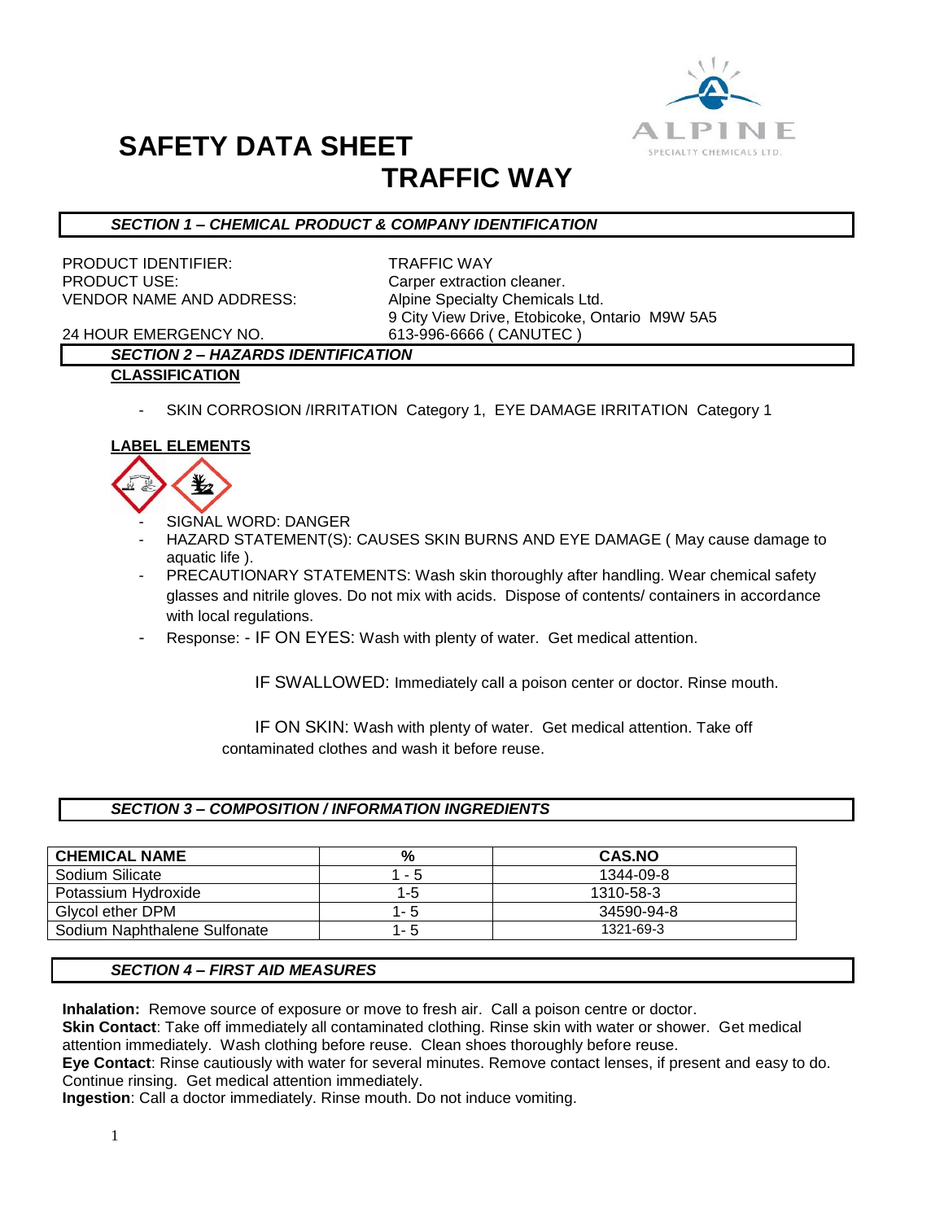# SAFETY DATA SHEET

## TRAFFIC WAY

ALPINE SPECIALTY CHEMICALS LTD.

### SECTION 1 – CHEMICAL PRODUCT & COMPANY IDENTIFICATION

| | |
|---|---|
| PRODUCT IDENTIFIER: | TRAFFIC WAY |
| PRODUCT USE: | Carper extraction cleaner. |
| VENDOR NAME AND ADDRESS: | Alpine Specialty Chemicals Ltd. 9 City View Drive, Etobicoke, Ontario M9W 5A5 |
| 24 HOUR EMERGENCY NO. | 613-996-6666 ( CANUTEC ) |

### SECTION 2 – HAZARDS IDENTIFICATION

**CLASSIFICATION**

- SKIN CORROSION /IRRITATION Category 1, EYE DAMAGE IRRITATION Category 1

**LABEL ELEMENTS**

- SIGNAL WORD: DANGER
- HAZARD STATEMENT(S): CAUSES SKIN BURNS AND EYE DAMAGE ( May cause damage to aquatic life ).
- PRECAUTIONARY STATEMENTS: Wash skin thoroughly after handling. Wear chemical safety glasses and nitrile gloves. Do not mix with acids. Dispose of contents/ containers in accordance with local regulations.
- Response: - IF ON EYES: Wash with plenty of water. Get medical attention.

  IF SWALLOWED: Immediately call a poison center or doctor. Rinse mouth.

  IF ON SKIN: Wash with plenty of water. Get medical attention. Take off contaminated clothes and wash it before reuse.

### SECTION 3 – COMPOSITION / INFORMATION INGREDIENTS

| CHEMICAL NAME | % | CAS.NO |
|---|---|---|
| Sodium Silicate | 1 - 5 | 1344-09-8 |
| Potassium Hydroxide | 1-5 | 1310-58-3 |
| Glycol ether DPM | 1- 5 | 34590-94-8 |
| Sodium Naphthalene Sulfonate | 1- 5 | 1321-69-3 |

### SECTION 4 – FIRST AID MEASURES

**Inhalation:** Remove source of exposure or move to fresh air. Call a poison centre or doctor.
**Skin Contact**: Take off immediately all contaminated clothing. Rinse skin with water or shower. Get medical attention immediately. Wash clothing before reuse. Clean shoes thoroughly before reuse.
**Eye Contact**: Rinse cautiously with water for several minutes. Remove contact lenses, if present and easy to do. Continue rinsing. Get medical attention immediately.
**Ingestion**: Call a doctor immediately. Rinse mouth. Do not induce vomiting.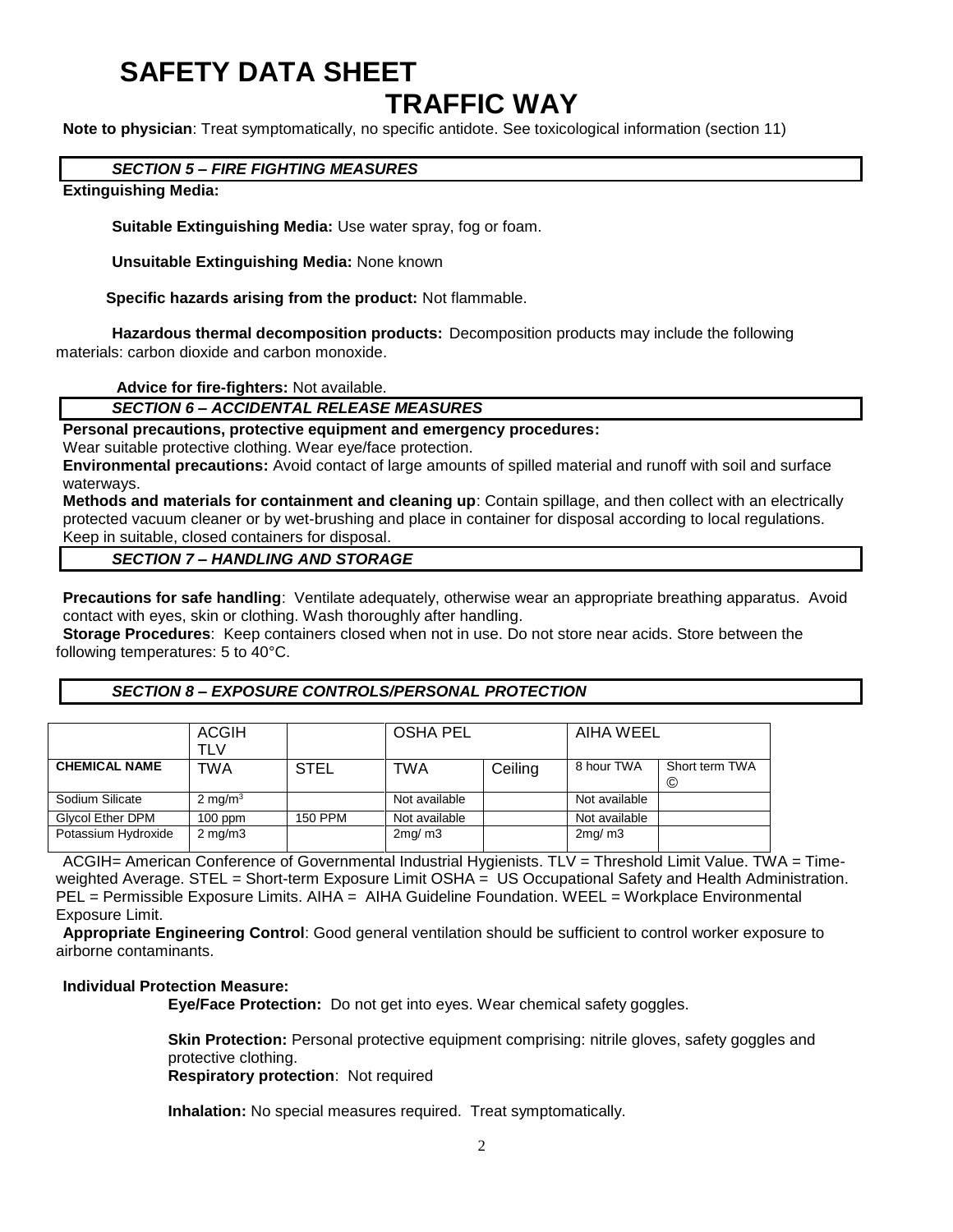# SAFETY DATA SHEET
# TRAFFIC WAY

**Note to physician**: Treat symptomatically, no specific antidote. See toxicological information (section 11)

## *SECTION 5 – FIRE FIGHTING MEASURES*

**Extinguishing Media:**

**Suitable Extinguishing Media:** Use water spray, fog or foam.

**Unsuitable Extinguishing Media:** None known

**Specific hazards arising from the product:** Not flammable.

**Hazardous thermal decomposition products:** Decomposition products may include the following materials: carbon dioxide and carbon monoxide.

**Advice for fire-fighters:** Not available.

## *SECTION 6 – ACCIDENTAL RELEASE MEASURES*

**Personal precautions, protective equipment and emergency procedures:**
Wear suitable protective clothing. Wear eye/face protection.

**Environmental precautions:** Avoid contact of large amounts of spilled material and runoff with soil and surface waterways.

**Methods and materials for containment and cleaning up**: Contain spillage, and then collect with an electrically protected vacuum cleaner or by wet-brushing and place in container for disposal according to local regulations. Keep in suitable, closed containers for disposal.

## *SECTION 7 – HANDLING AND STORAGE*

**Precautions for safe handling**: Ventilate adequately, otherwise wear an appropriate breathing apparatus. Avoid contact with eyes, skin or clothing. Wash thoroughly after handling.

**Storage Procedures**: Keep containers closed when not in use. Do not store near acids. Store between the following temperatures: 5 to 40°C.

## *SECTION 8 – EXPOSURE CONTROLS/PERSONAL PROTECTION*

| | ACGIH TLV | | OSHA PEL | | AIHA WEEL | |
|---|---|---|---|---|---|---|
| **CHEMICAL NAME** | TWA | STEL | TWA | Ceiling | 8 hour TWA | Short term TWA © |
| Sodium Silicate | 2 $mg/m^3$ | | Not available | | Not available | |
| Glycol Ether DPM | 100 ppm | 150 PPM | Not available | | Not available | |
| Potassium Hydroxide | 2 mg/m3 | | 2mg/ m3 | | 2mg/ m3 | |

ACGIH= American Conference of Governmental Industrial Hygienists. TLV = Threshold Limit Value. TWA = Time-weighted Average. STEL = Short-term Exposure Limit OSHA = US Occupational Safety and Health Administration. PEL = Permissible Exposure Limits. AIHA = AIHA Guideline Foundation. WEEL = Workplace Environmental Exposure Limit.

**Appropriate Engineering Control**: Good general ventilation should be sufficient to control worker exposure to airborne contaminants.

**Individual Protection Measure:**

**Eye/Face Protection:** Do not get into eyes. Wear chemical safety goggles.

**Skin Protection:** Personal protective equipment comprising: nitrile gloves, safety goggles and protective clothing.

**Respiratory protection**: Not required

**Inhalation:** No special measures required. Treat symptomatically.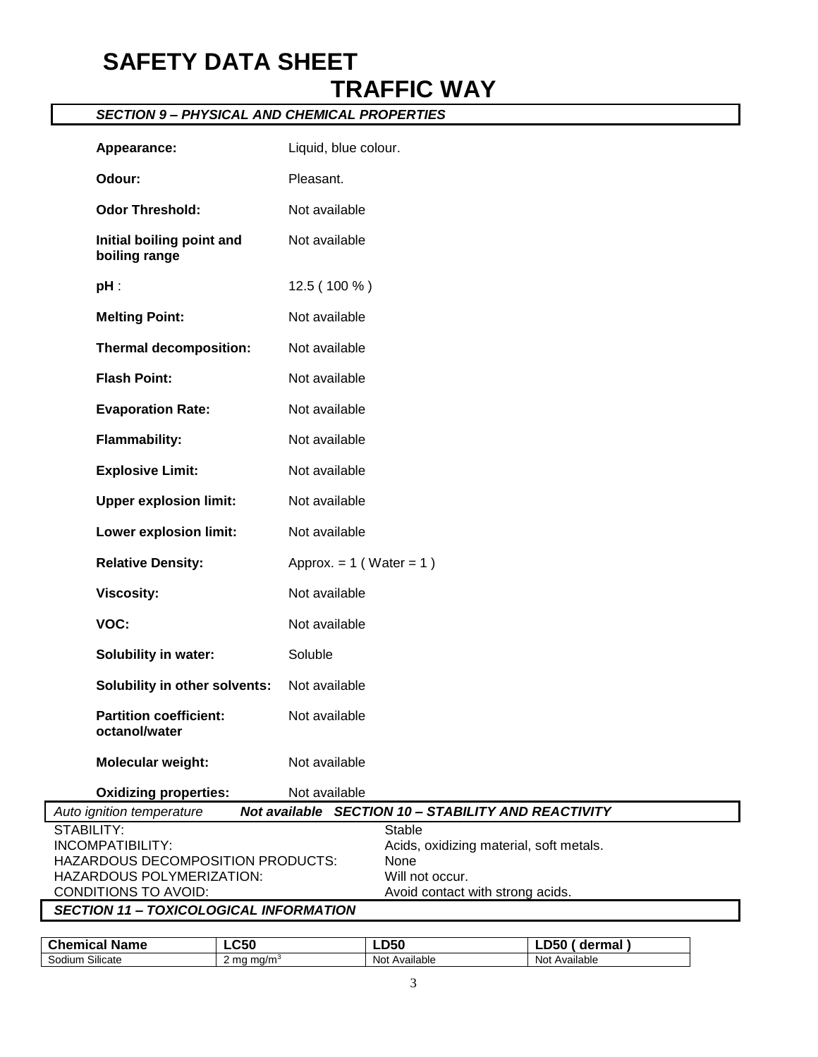# SAFETY DATA SHEET

## TRAFFIC WAY

### *SECTION 9 – PHYSICAL AND CHEMICAL PROPERTIES*

| | |
|---|---|
| **Appearance:** | Liquid, blue colour. |
| **Odour:** | Pleasant. |
| **Odor Threshold:** | Not available |
| **Initial boiling point and boiling range** | Not available |
| **pH** : | 12.5 ( 100 % ) |
| **Melting Point:** | Not available |
| **Thermal decomposition:** | Not available |
| **Flash Point:** | Not available |
| **Evaporation Rate:** | Not available |
| **Flammability:** | Not available |
| **Explosive Limit:** | Not available |
| **Upper explosion limit:** | Not available |
| **Lower explosion limit:** | Not available |
| **Relative Density:** | Approx. = 1 ( Water = 1 ) |
| **Viscosity:** | Not available |
| **VOC:** | Not available |
| **Solubility in water:** | Soluble |
| **Solubility in other solvents:** | Not available |
| **Partition coefficient: octanol/water** | Not available |
| **Molecular weight:** | Not available |
| **Oxidizing properties:** | Not available |
| *Auto ignition temperature* | ***Not available*** |

### *SECTION 10 – STABILITY AND REACTIVITY*

| | |
|---|---|
| STABILITY: | Stable |
| INCOMPATIBILITY: | Acids, oxidizing material, soft metals. |
| HAZARDOUS DECOMPOSITION PRODUCTS: | None |
| HAZARDOUS POLYMERIZATION: | Will not occur. |
| CONDITIONS TO AVOID: | Avoid contact with strong acids. |

### *SECTION 11 – TOXICOLOGICAL INFORMATION*

| Chemical Name | LC50 | LD50 | LD50 ( dermal ) |
|---|---|---|---|
| Sodium Silicate | 2 mg mg/m$^3$ | Not Available | Not Available |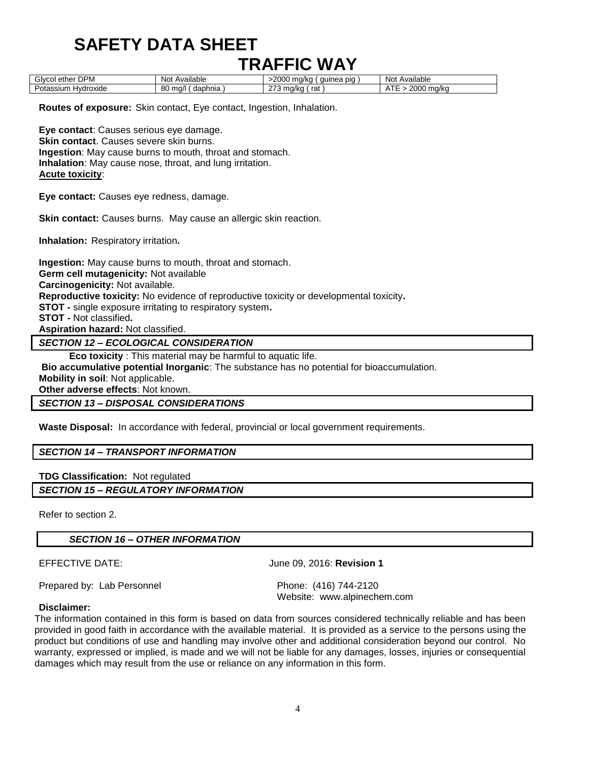# SAFETY DATA SHEET

## TRAFFIC WAY

| | | | |
|---|---|---|---|
| Glycol ether DPM | Not Available | >2000 mg/kg ( guinea pig ) | Not Available |
| Potassium Hydroxide | 80 mg/l ( daphnia ) | 273 mg/kg ( rat ) | ATE > 2000 mg/kg |

**Routes of exposure:** Skin contact, Eye contact, Ingestion, Inhalation.

**Eye contact**: Causes serious eye damage.
**Skin contact**. Causes severe skin burns.
**Ingestion**: May cause burns to mouth, throat and stomach.
**Inhalation**: May cause nose, throat, and lung irritation.
**Acute toxicity**:

**Eye contact:** Causes eye redness, damage.

**Skin contact:** Causes burns. May cause an allergic skin reaction.

**Inhalation:** Respiratory irritation**.**

**Ingestion:** May cause burns to mouth, throat and stomach.
**Germ cell mutagenicity:** Not available
**Carcinogenicity:** Not available.
**Reproductive toxicity:** No evidence of reproductive toxicity or developmental toxicity**.**
**STOT -** single exposure irritating to respiratory system**.**
**STOT -** Not classified**.**
**Aspiration hazard:** Not classified.

### *SECTION 12 – ECOLOGICAL CONSIDERATION*

**Eco toxicity** : This material may be harmful to aquatic life.
**Bio accumulative potential Inorganic**: The substance has no potential for bioaccumulation.
**Mobility in soil**: Not applicable.
**Other adverse effects**: Not known.

### *SECTION 13 – DISPOSAL CONSIDERATIONS*

**Waste Disposal:** In accordance with federal, provincial or local government requirements.

### *SECTION 14 – TRANSPORT INFORMATION*

**TDG Classification:** Not regulated

### *SECTION 15 – REGULATORY INFORMATION*

Refer to section 2.

### *SECTION 16 – OTHER INFORMATION*

EFFECTIVE DATE: June 09, 2016: **Revision 1**

Prepared by: Lab Personnel

Phone: (416) 744-2120
Website: www.alpinechem.com

**Disclaimer:**
The information contained in this form is based on data from sources considered technically reliable and has been provided in good faith in accordance with the available material. It is provided as a service to the persons using the product but conditions of use and handling may involve other and additional consideration beyond our control. No warranty, expressed or implied, is made and we will not be liable for any damages, losses, injuries or consequential damages which may result from the use or reliance on any information in this form.